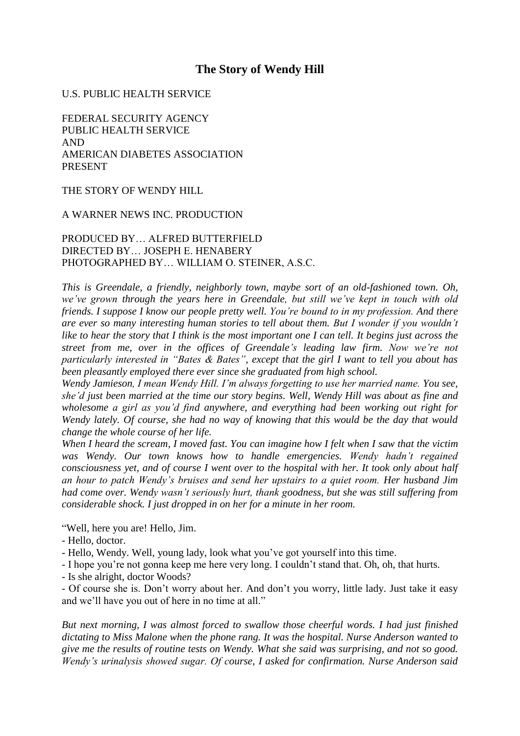# The Story of Wendy Hill

U.S. PUBLIC HEALTH SERVICE

FEDERAL SECURITY AGENCY
PUBLIC HEALTH SERVICE
AND
AMERICAN DIABETES ASSOCIATION
PRESENT

THE STORY OF WENDY HILL

A WARNER NEWS INC. PRODUCTION

PRODUCED BY… ALFRED BUTTERFIELD
DIRECTED BY… JOSEPH E. HENABERY
PHOTOGRAPHED BY… WILLIAM O. STEINER, A.S.C.

*This is Greendale, a friendly, neighborly town, maybe sort of an old-fashioned town. Oh, we've grown through the years here in Greendale, but still we've kept in touch with old friends. I suppose I know our people pretty well. You're bound to in my profession. And there are ever so many interesting human stories to tell about them. But I wonder if you wouldn't like to hear the story that I think is the most important one I can tell. It begins just across the street from me, over in the offices of Greendale's leading law firm. Now we're not particularly interested in "Bates & Bates", except that the girl I want to tell you about has been pleasantly employed there ever since she graduated from high school.*

*Wendy Jamieson, I mean Wendy Hill. I'm always forgetting to use her married name. You see, she'd just been married at the time our story begins. Well, Wendy Hill was about as fine and wholesome a girl as you'd find anywhere, and everything had been working out right for Wendy lately. Of course, she had no way of knowing that this would be the day that would change the whole course of her life.*

*When I heard the scream, I moved fast. You can imagine how I felt when I saw that the victim was Wendy. Our town knows how to handle emergencies. Wendy hadn't regained consciousness yet, and of course I went over to the hospital with her. It took only about half an hour to patch Wendy's bruises and send her upstairs to a quiet room. Her husband Jim had come over. Wendy wasn't seriously hurt, thank goodness, but she was still suffering from considerable shock. I just dropped in on her for a minute in her room.*

"Well, here you are! Hello, Jim.
- Hello, doctor.
- Hello, Wendy. Well, young lady, look what you've got yourself into this time.
- I hope you're not gonna keep me here very long. I couldn't stand that. Oh, oh, that hurts.
- Is she alright, doctor Woods?
- Of course she is. Don't worry about her. And don't you worry, little lady. Just take it easy and we'll have you out of here in no time at all."

*But next morning, I was almost forced to swallow those cheerful words. I had just finished dictating to Miss Malone when the phone rang. It was the hospital. Nurse Anderson wanted to give me the results of routine tests on Wendy. What she said was surprising, and not so good. Wendy's urinalysis showed sugar. Of course, I asked for confirmation. Nurse Anderson said*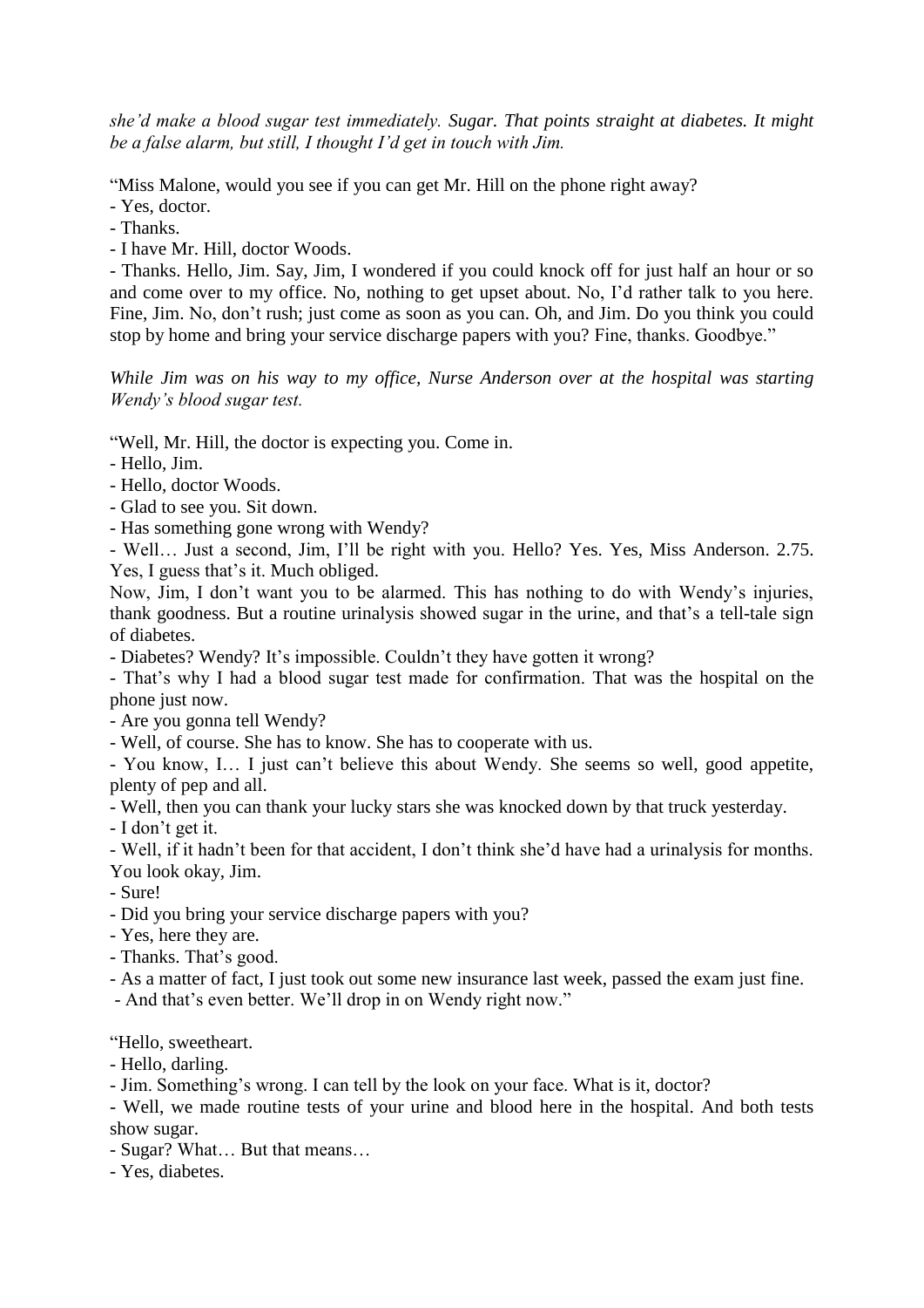*she'd make a blood sugar test immediately. Sugar. That points straight at diabetes. It might be a false alarm, but still, I thought I'd get in touch with Jim.*

"Miss Malone, would you see if you can get Mr. Hill on the phone right away?

- Yes, doctor.
- Thanks.
- I have Mr. Hill, doctor Woods.
- Thanks. Hello, Jim. Say, Jim, I wondered if you could knock off for just half an hour or so and come over to my office. No, nothing to get upset about. No, I'd rather talk to you here. Fine, Jim. No, don't rush; just come as soon as you can. Oh, and Jim. Do you think you could stop by home and bring your service discharge papers with you? Fine, thanks. Goodbye."

*While Jim was on his way to my office, Nurse Anderson over at the hospital was starting Wendy's blood sugar test.*

"Well, Mr. Hill, the doctor is expecting you. Come in.

- Hello, Jim.
- Hello, doctor Woods.
- Glad to see you. Sit down.
- Has something gone wrong with Wendy?
- Well… Just a second, Jim, I'll be right with you. Hello? Yes. Yes, Miss Anderson. 2.75. Yes, I guess that's it. Much obliged.

Now, Jim, I don't want you to be alarmed. This has nothing to do with Wendy's injuries, thank goodness. But a routine urinalysis showed sugar in the urine, and that's a tell-tale sign of diabetes.

- Diabetes? Wendy? It's impossible. Couldn't they have gotten it wrong?
- That's why I had a blood sugar test made for confirmation. That was the hospital on the phone just now.
- Are you gonna tell Wendy?
- Well, of course. She has to know. She has to cooperate with us.
- You know, I… I just can't believe this about Wendy. She seems so well, good appetite, plenty of pep and all.
- Well, then you can thank your lucky stars she was knocked down by that truck yesterday.
- I don't get it.
- Well, if it hadn't been for that accident, I don't think she'd have had a urinalysis for months. You look okay, Jim.
- Sure!
- Did you bring your service discharge papers with you?
- Yes, here they are.
- Thanks. That's good.
- As a matter of fact, I just took out some new insurance last week, passed the exam just fine.
- And that's even better. We'll drop in on Wendy right now."

"Hello, sweetheart.

- Hello, darling.
- Jim. Something's wrong. I can tell by the look on your face. What is it, doctor?
- Well, we made routine tests of your urine and blood here in the hospital. And both tests show sugar.
- Sugar? What… But that means…
- Yes, diabetes.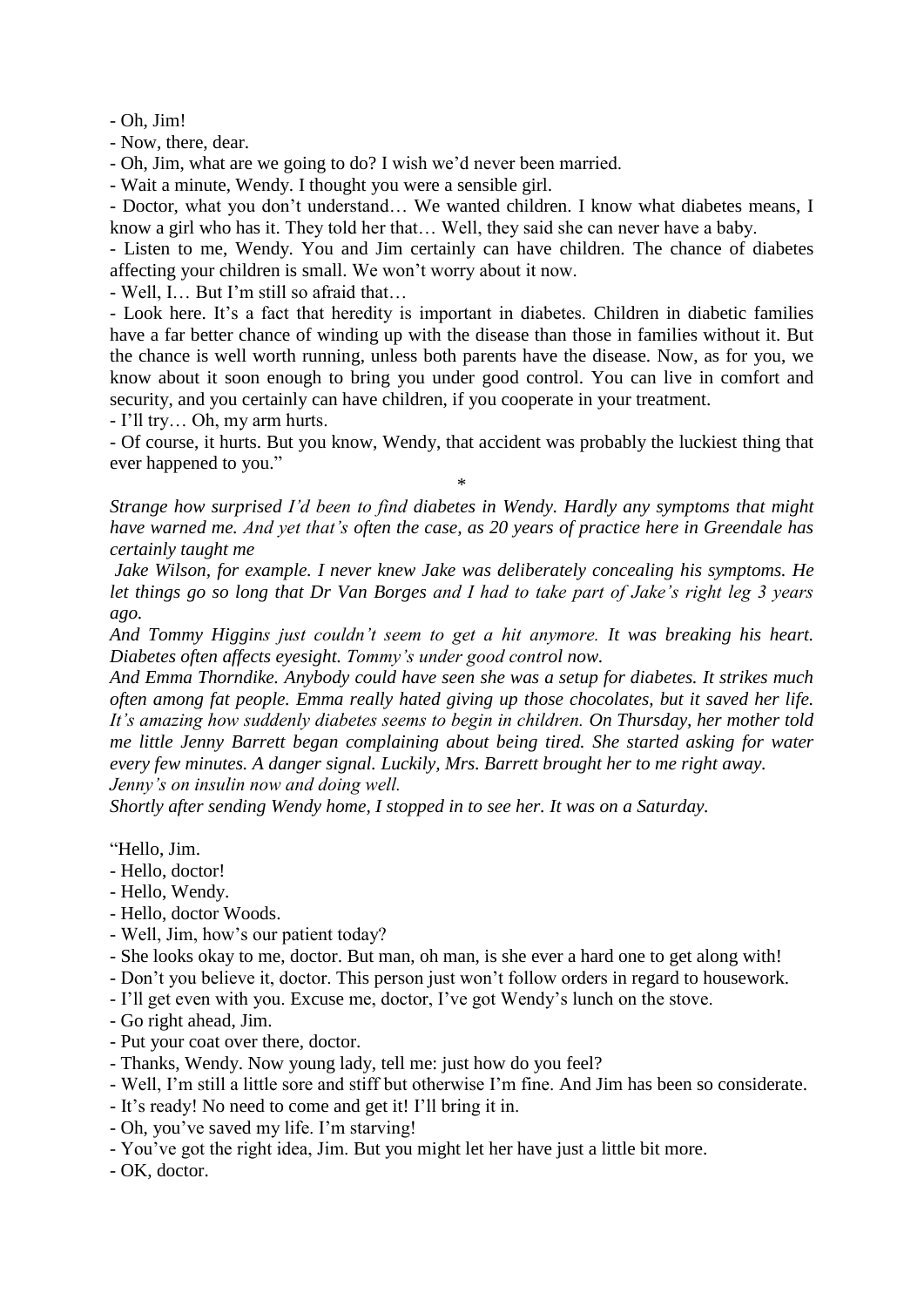- Oh, Jim!
- Now, there, dear.
- Oh, Jim, what are we going to do? I wish we'd never been married.
- Wait a minute, Wendy. I thought you were a sensible girl.
- Doctor, what you don't understand… We wanted children. I know what diabetes means, I know a girl who has it. They told her that… Well, they said she can never have a baby.
- Listen to me, Wendy. You and Jim certainly can have children. The chance of diabetes affecting your children is small. We won't worry about it now.
- Well, I… But I'm still so afraid that…
- Look here. It's a fact that heredity is important in diabetes. Children in diabetic families have a far better chance of winding up with the disease than those in families without it. But the chance is well worth running, unless both parents have the disease. Now, as for you, we know about it soon enough to bring you under good control. You can live in comfort and security, and you certainly can have children, if you cooperate in your treatment.
- I'll try… Oh, my arm hurts.
- Of course, it hurts. But you know, Wendy, that accident was probably the luckiest thing that ever happened to you."

\*

*Strange how surprised I'd been to find diabetes in Wendy. Hardly any symptoms that might have warned me. And yet that's often the case, as 20 years of practice here in Greendale has certainly taught me*

*Jake Wilson, for example. I never knew Jake was deliberately concealing his symptoms. He let things go so long that Dr Van Borges and I had to take part of Jake's right leg 3 years ago.*

*And Tommy Higgins just couldn't seem to get a hit anymore. It was breaking his heart. Diabetes often affects eyesight. Tommy's under good control now.*

*And Emma Thorndike. Anybody could have seen she was a setup for diabetes. It strikes much often among fat people. Emma really hated giving up those chocolates, but it saved her life. It's amazing how suddenly diabetes seems to begin in children. On Thursday, her mother told me little Jenny Barrett began complaining about being tired. She started asking for water every few minutes. A danger signal. Luckily, Mrs. Barrett brought her to me right away. Jenny's on insulin now and doing well.*

*Shortly after sending Wendy home, I stopped in to see her. It was on a Saturday.*

"Hello, Jim.
- Hello, doctor!
- Hello, Wendy.
- Hello, doctor Woods.
- Well, Jim, how's our patient today?
- She looks okay to me, doctor. But man, oh man, is she ever a hard one to get along with!
- Don't you believe it, doctor. This person just won't follow orders in regard to housework.
- I'll get even with you. Excuse me, doctor, I've got Wendy's lunch on the stove.
- Go right ahead, Jim.
- Put your coat over there, doctor.
- Thanks, Wendy. Now young lady, tell me: just how do you feel?
- Well, I'm still a little sore and stiff but otherwise I'm fine. And Jim has been so considerate.
- It's ready! No need to come and get it! I'll bring it in.
- Oh, you've saved my life. I'm starving!
- You've got the right idea, Jim. But you might let her have just a little bit more.
- OK, doctor.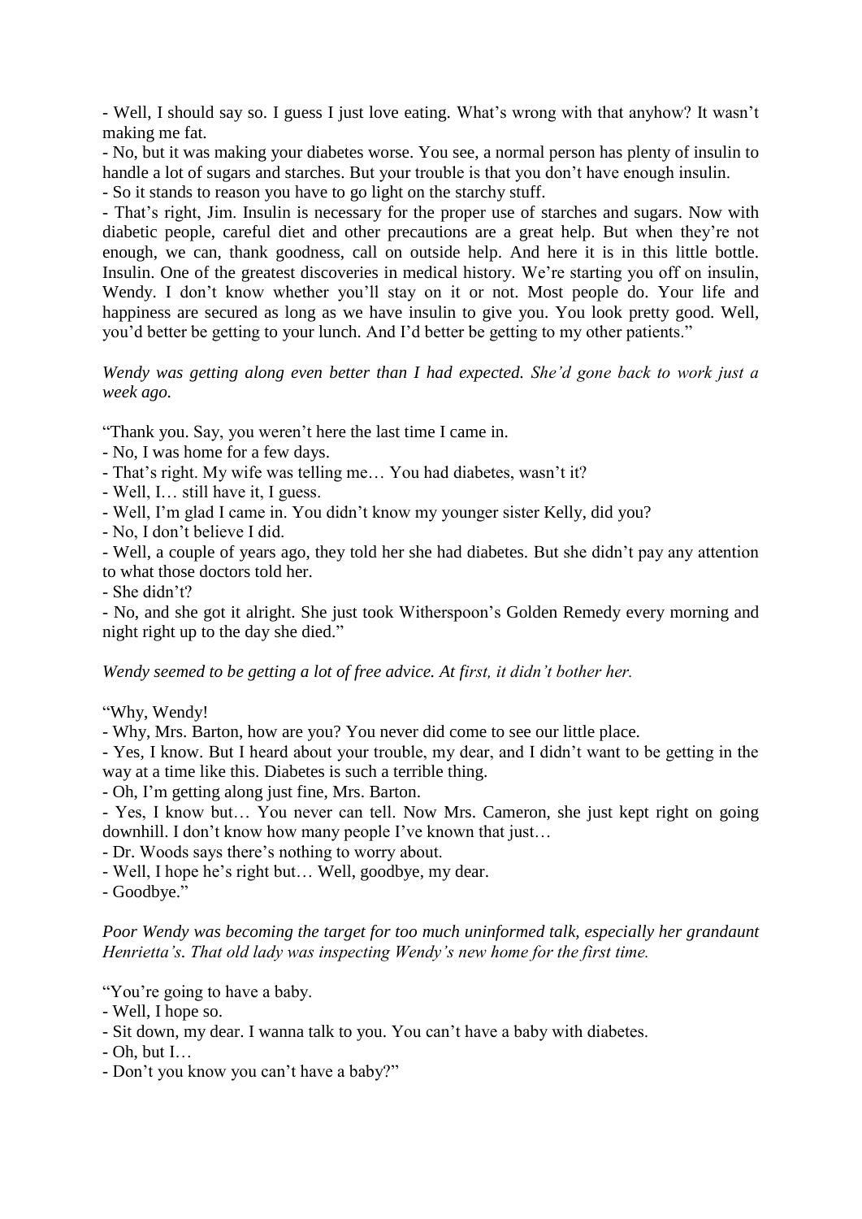- Well, I should say so. I guess I just love eating. What's wrong with that anyhow? It wasn't making me fat.

- No, but it was making your diabetes worse. You see, a normal person has plenty of insulin to handle a lot of sugars and starches. But your trouble is that you don't have enough insulin.

- So it stands to reason you have to go light on the starchy stuff.

- That's right, Jim. Insulin is necessary for the proper use of starches and sugars. Now with diabetic people, careful diet and other precautions are a great help. But when they're not enough, we can, thank goodness, call on outside help. And here it is in this little bottle. Insulin. One of the greatest discoveries in medical history. We're starting you off on insulin, Wendy. I don't know whether you'll stay on it or not. Most people do. Your life and happiness are secured as long as we have insulin to give you. You look pretty good. Well, you'd better be getting to your lunch. And I'd better be getting to my other patients."

*Wendy was getting along even better than I had expected. She'd gone back to work just a week ago.*

"Thank you. Say, you weren't here the last time I came in.

- No, I was home for a few days.

- That's right. My wife was telling me… You had diabetes, wasn't it?

- Well, I… still have it, I guess.

- Well, I'm glad I came in. You didn't know my younger sister Kelly, did you?

- No, I don't believe I did.

- Well, a couple of years ago, they told her she had diabetes. But she didn't pay any attention to what those doctors told her.

- She didn't?

- No, and she got it alright. She just took Witherspoon's Golden Remedy every morning and night right up to the day she died."

*Wendy seemed to be getting a lot of free advice. At first, it didn't bother her.*

"Why, Wendy!

- Why, Mrs. Barton, how are you? You never did come to see our little place.

- Yes, I know. But I heard about your trouble, my dear, and I didn't want to be getting in the way at a time like this. Diabetes is such a terrible thing.

- Oh, I'm getting along just fine, Mrs. Barton.

- Yes, I know but… You never can tell. Now Mrs. Cameron, she just kept right on going downhill. I don't know how many people I've known that just…

- Dr. Woods says there's nothing to worry about.

- Well, I hope he's right but… Well, goodbye, my dear.

- Goodbye."

*Poor Wendy was becoming the target for too much uninformed talk, especially her grandaunt Henrietta's. That old lady was inspecting Wendy's new home for the first time.*

"You're going to have a baby.

- Well, I hope so.

- Sit down, my dear. I wanna talk to you. You can't have a baby with diabetes.

- Oh, but I…

- Don't you know you can't have a baby?"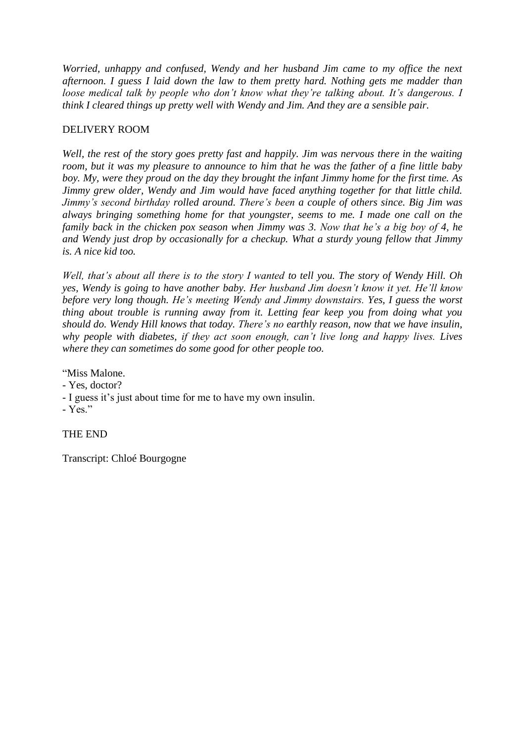*Worried, unhappy and confused, Wendy and her husband Jim came to my office the next afternoon. I guess I laid down the law to them pretty hard. Nothing gets me madder than loose medical talk by people who don't know what they're talking about. It's dangerous. I think I cleared things up pretty well with Wendy and Jim. And they are a sensible pair.*

DELIVERY ROOM

*Well, the rest of the story goes pretty fast and happily. Jim was nervous there in the waiting room, but it was my pleasure to announce to him that he was the father of a fine little baby boy. My, were they proud on the day they brought the infant Jimmy home for the first time. As Jimmy grew older, Wendy and Jim would have faced anything together for that little child. Jimmy's second birthday rolled around. There's been a couple of others since. Big Jim was always bringing something home for that youngster, seems to me. I made one call on the family back in the chicken pox season when Jimmy was 3. Now that he's a big boy of 4, he and Wendy just drop by occasionally for a checkup. What a sturdy young fellow that Jimmy is. A nice kid too.*

*Well, that's about all there is to the story I wanted to tell you. The story of Wendy Hill. Oh yes, Wendy is going to have another baby. Her husband Jim doesn't know it yet. He'll know before very long though. He's meeting Wendy and Jimmy downstairs. Yes, I guess the worst thing about trouble is running away from it. Letting fear keep you from doing what you should do. Wendy Hill knows that today. There's no earthly reason, now that we have insulin, why people with diabetes, if they act soon enough, can't live long and happy lives. Lives where they can sometimes do some good for other people too.*

"Miss Malone.
- Yes, doctor?
- I guess it's just about time for me to have my own insulin.
- Yes."

THE END

Transcript: Chloé Bourgogne